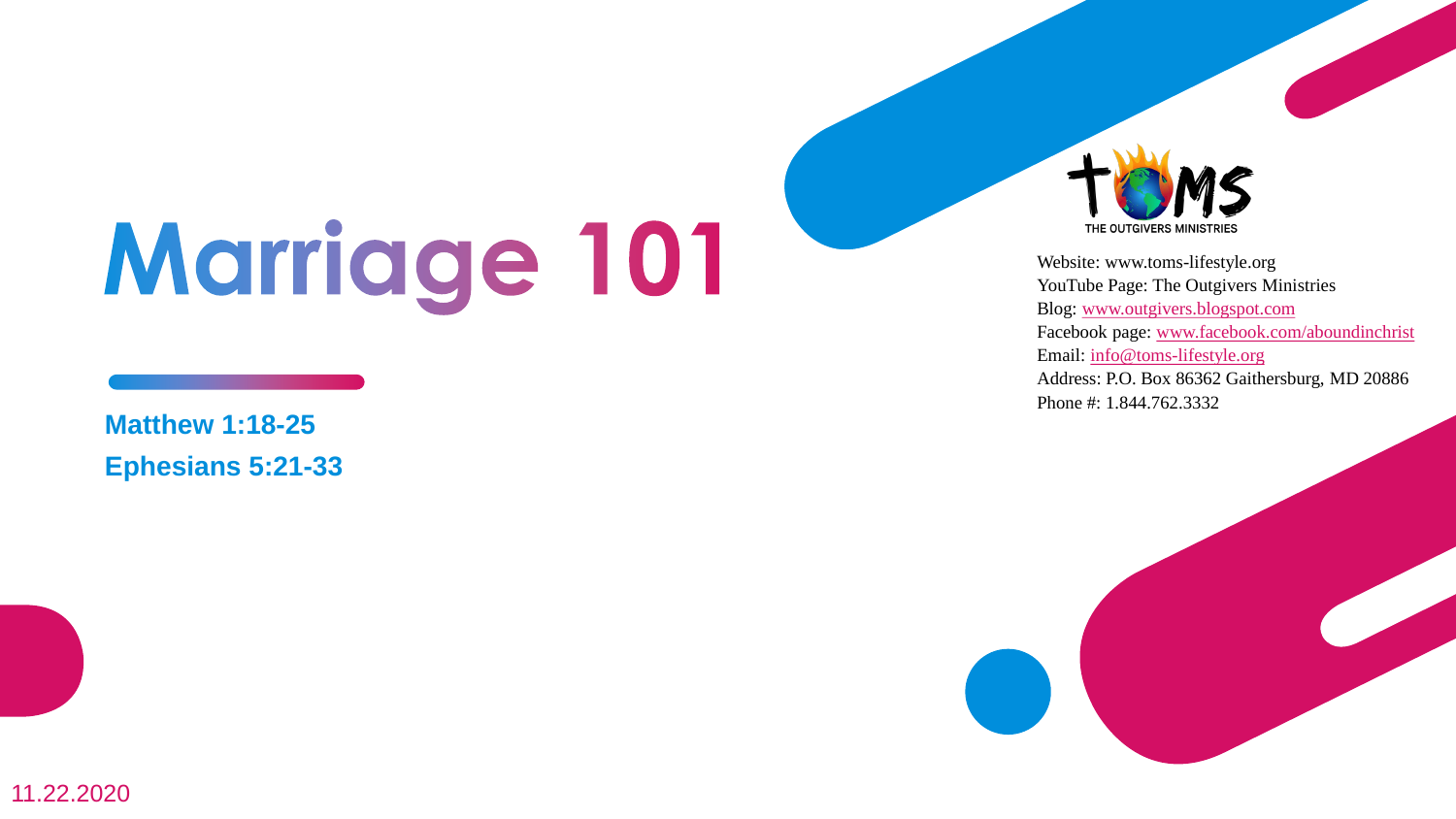# Marriage 101

**Matthew 1:18-25**

**Ephesians 5:21-33**

11.22.2020

TOMS

THE OUTGIVERS MINISTRIES

Website: www.toms-lifestyle.org
YouTube Page: The Outgivers Ministries
Blog: www.outgivers.blogspot.com
Facebook page: www.facebook.com/aboundinchrist
Email: info@toms-lifestyle.org
Address: P.O. Box 86362 Gaithersburg, MD 20886
Phone #: 1.844.762.3332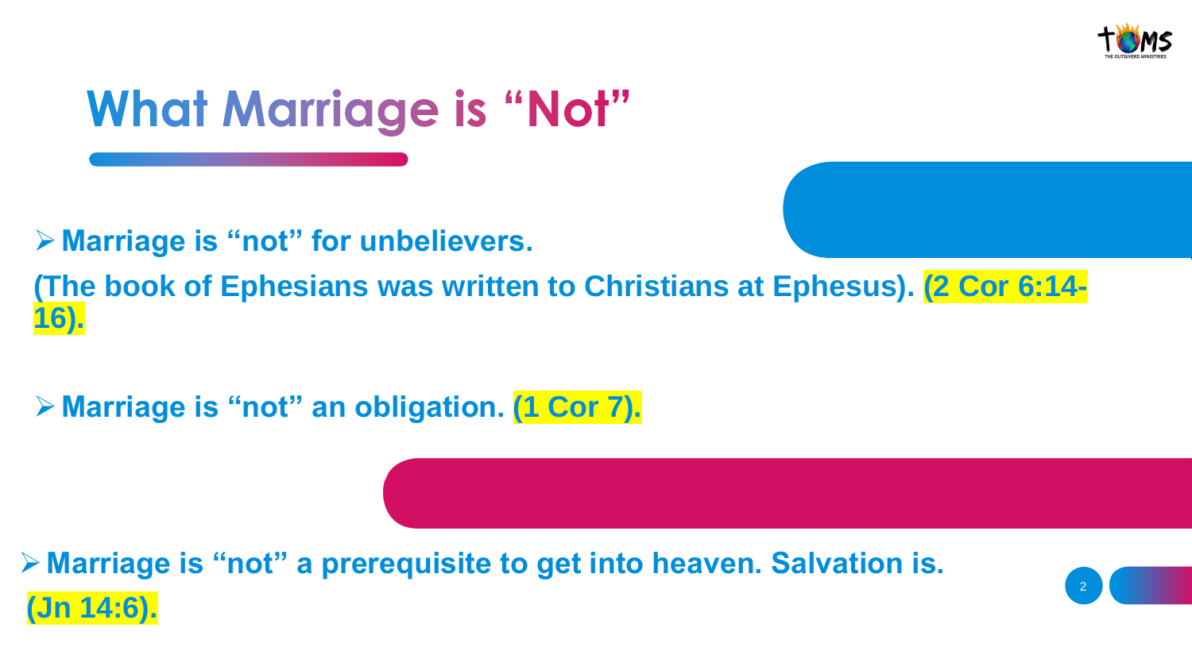# What Marriage is "Not"

- **Marriage is "not" for unbelievers.**

**(The book of Ephesians was written to Christians at Ephesus). (2 Cor 6:14-16).**

- **Marriage is "not" an obligation. (1 Cor 7).**

- **Marriage is "not" a prerequisite to get into heaven. Salvation is. (Jn 14:6).**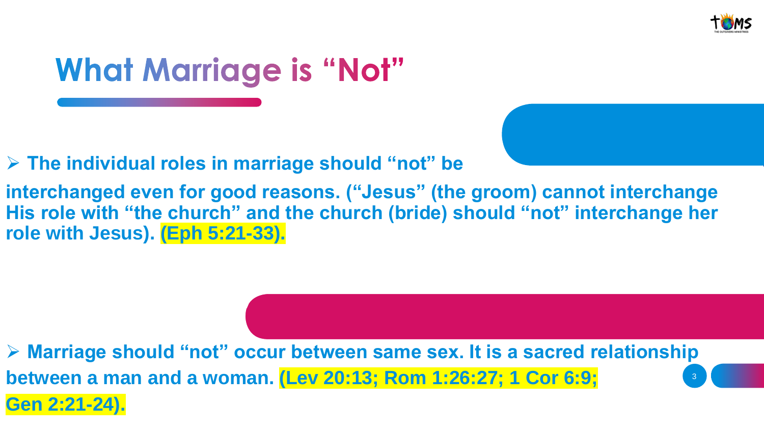# What Marriage is "Not"

- **The individual roles in marriage should "not" be interchanged even for good reasons. ("Jesus" (the groom) cannot interchange His role with "the church" and the church (bride) should "not" interchange her role with Jesus). (Eph 5:21-33).**

- **Marriage should "not" occur between same sex. It is a sacred relationship between a man and a woman. (Lev 20:13; Rom 1:26:27; 1 Cor 6:9; Gen 2:21-24).**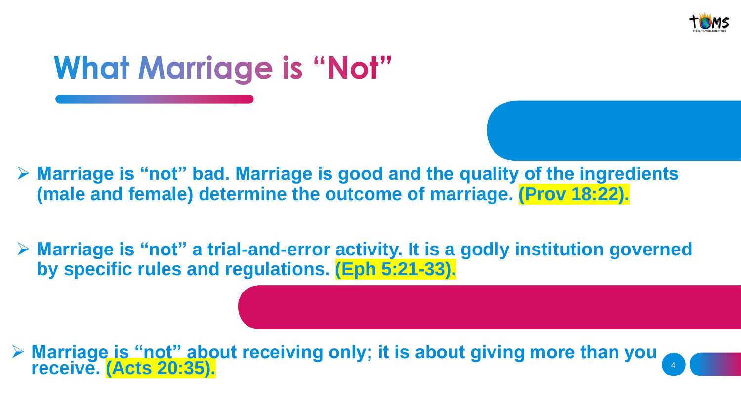# What Marriage is "Not"

- **Marriage is "not" bad. Marriage is good and the quality of the ingredients (male and female) determine the outcome of marriage. (Prov 18:22).**

- **Marriage is "not" a trial-and-error activity. It is a godly institution governed by specific rules and regulations. (Eph 5:21-33).**

- **Marriage is "not" about receiving only; it is about giving more than you receive. (Acts 20:35).**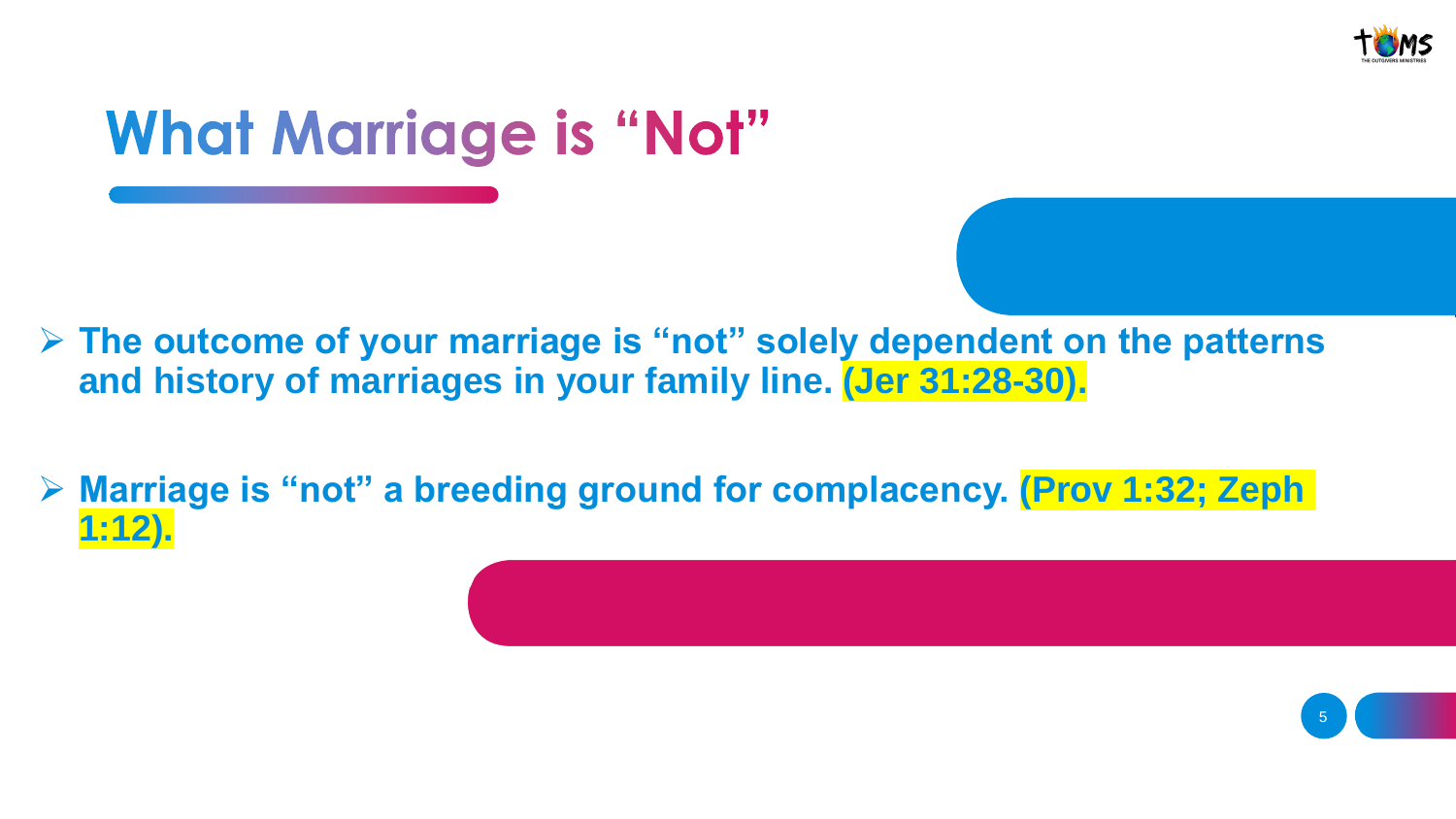# What Marriage is "Not"

- **The outcome of your marriage is "not" solely dependent on the patterns and history of marriages in your family line. (Jer 31:28-30).**

- **Marriage is "not" a breeding ground for complacency. (Prov 1:32; Zeph 1:12).**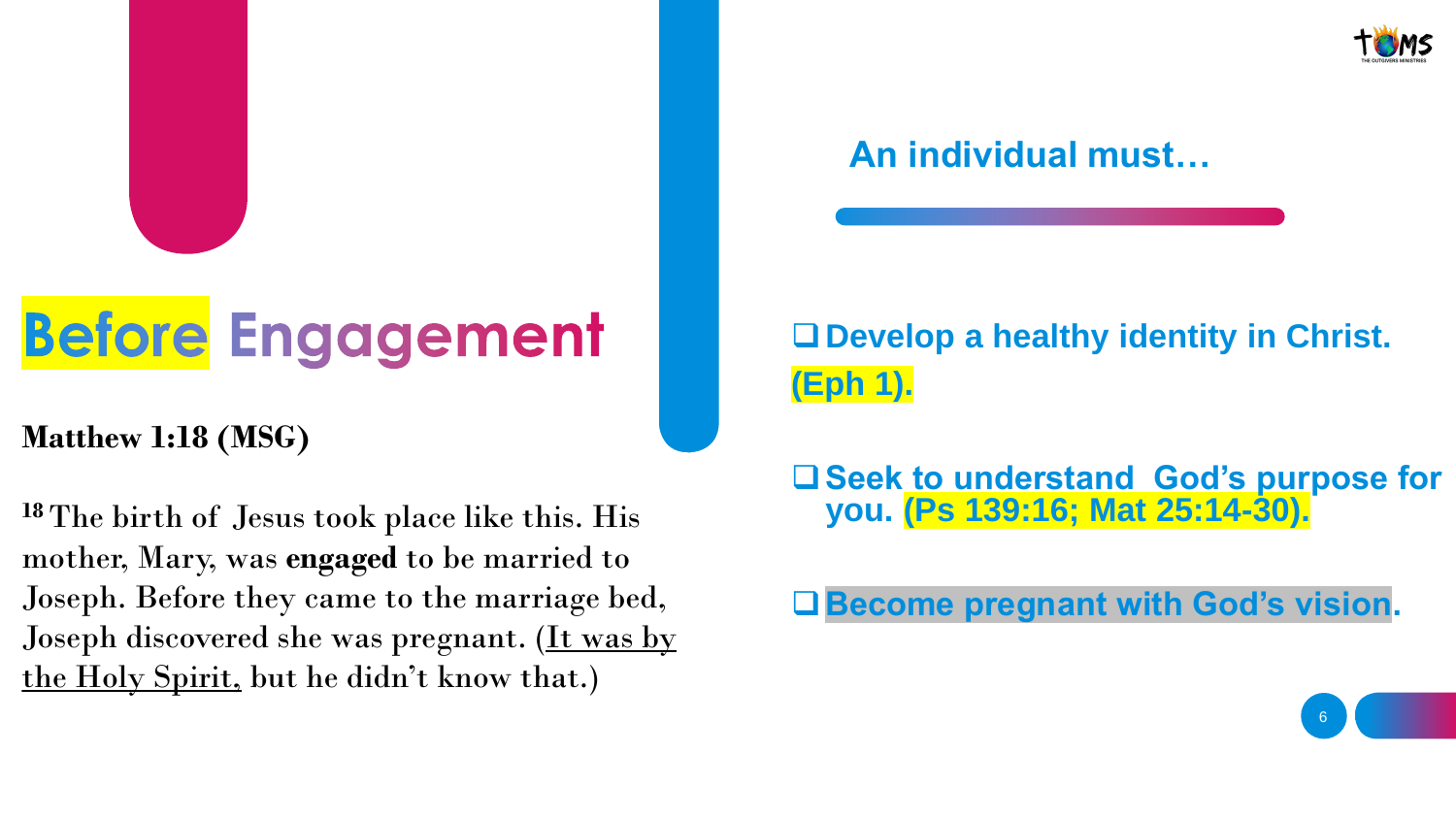# Before Engagement

**Matthew 1:18 (MSG)**

[18] The birth of Jesus took place like this. His mother, Mary, was **engaged** to be married to Joseph. Before they came to the marriage bed, Joseph discovered she was pregnant. (It was by the Holy Spirit, but he didn't know that.)

## An individual must…

- **Develop a healthy identity in Christ. (Eph 1).**
- **Seek to understand God's purpose for you. (Ps 139:16; Mat 25:14-30).**
- **Become pregnant with God's vision.**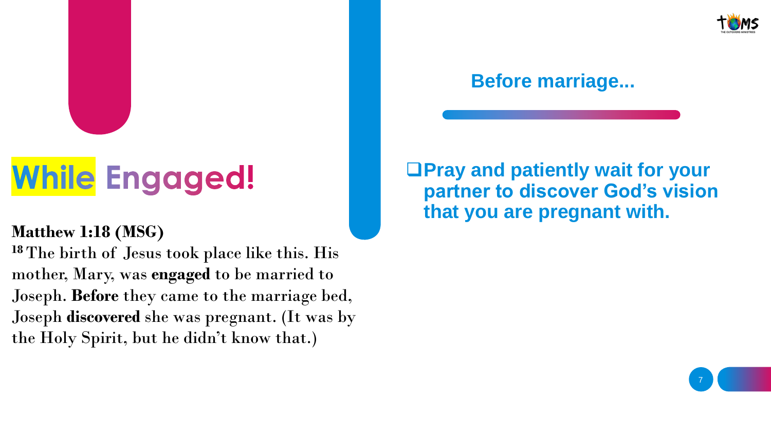# While Engaged!

**Matthew 1:18 (MSG)**

**18** The birth of Jesus took place like this. His mother, Mary, was **engaged** to be married to Joseph. **Before** they came to the marriage bed, Joseph **discovered** she was pregnant. (It was by the Holy Spirit, but he didn't know that.)

## Before marriage...

- **Pray and patiently wait for your partner to discover God's vision that you are pregnant with.**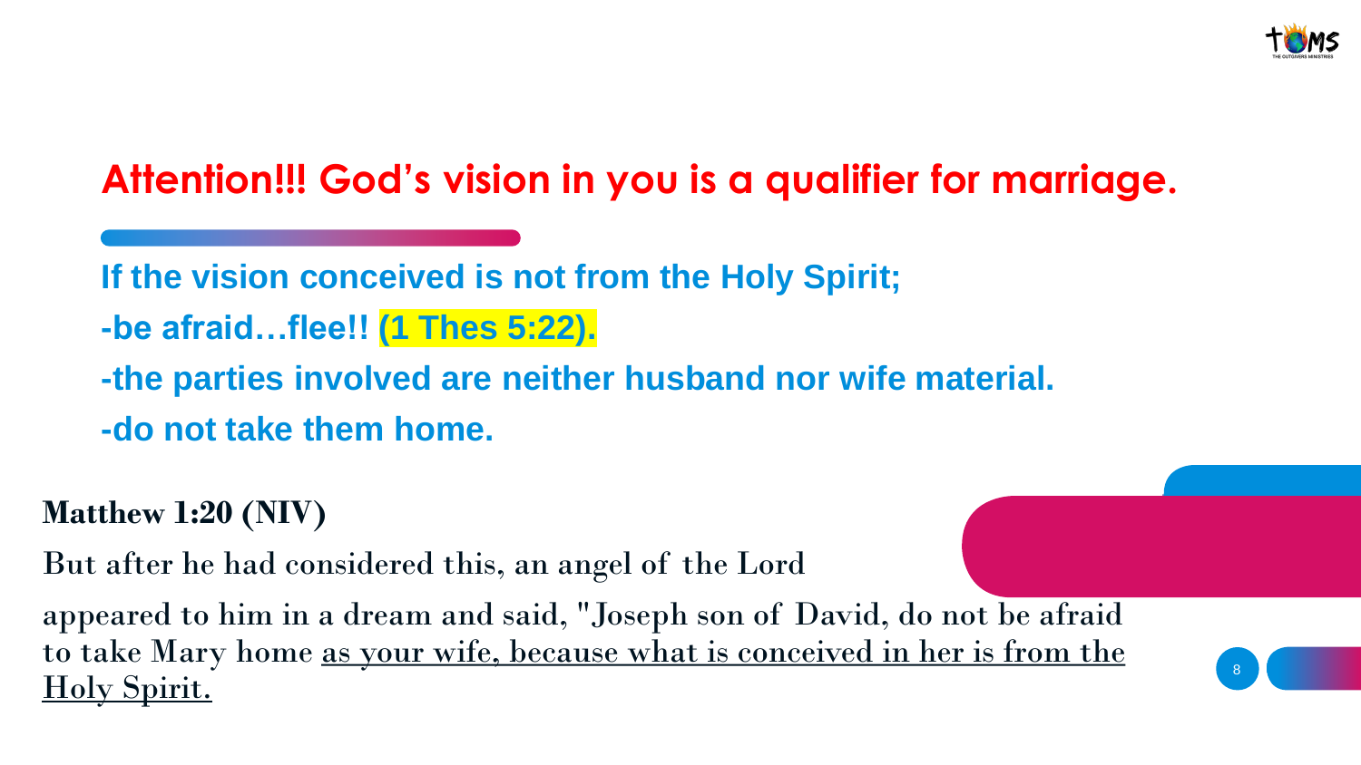# Attention!!! God's vision in you is a qualifier for marriage.

**If the vision conceived is not from the Holy Spirit;**

**-be afraid…flee!! (1 Thes 5:22).**

**-the parties involved are neither husband nor wife material.**

**-do not take them home.**

**Matthew 1:20 (NIV)**

But after he had considered this, an angel of the Lord appeared to him in a dream and said, "Joseph son of David, do not be afraid to take Mary home as your wife, because what is conceived in her is from the Holy Spirit.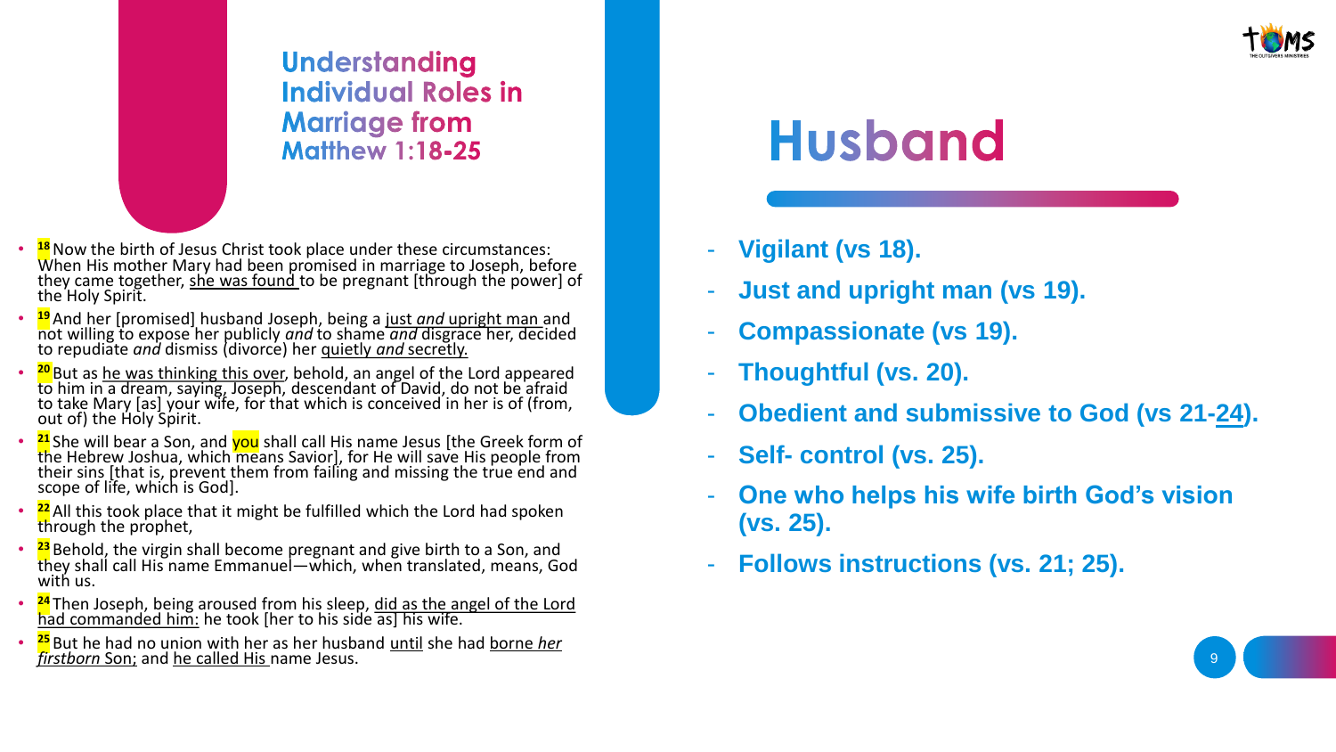## Understanding Individual Roles in Marriage from Matthew 1:18-25

- [18] Now the birth of Jesus Christ took place under these circumstances: When His mother Mary had been promised in marriage to Joseph, before they came together, she was found to be pregnant [through the power] of the Holy Spirit.
- [19] And her [promised] husband Joseph, being a just *and* upright man and not willing to expose her publicly *and* to shame *and* disgrace her, decided to repudiate *and* dismiss (divorce) her quietly *and* secretly.
- [20] But as he was thinking this over, behold, an angel of the Lord appeared to him in a dream, saying, Joseph, descendant of David, do not be afraid to take Mary [as] your wife, for that which is conceived in her is of (from, out of) the Holy Spirit.
- [21] She will bear a Son, and you shall call His name Jesus [the Greek form of the Hebrew Joshua, which means Savior], for He will save His people from their sins [that is, prevent them from failing and missing the true end and scope of life, which is God].
- [22] All this took place that it might be fulfilled which the Lord had spoken through the prophet,
- [23] Behold, the virgin shall become pregnant and give birth to a Son, and they shall call His name Emmanuel—which, when translated, means, God with us.
- [24] Then Joseph, being aroused from his sleep, did as the angel of the Lord had commanded him: he took [her to his side as] his wife.
- [25] But he had no union with her as her husband until she had borne *her firstborn* Son; and he called His name Jesus.

# Husband

- **Vigilant (vs 18).**
- **Just and upright man (vs 19).**
- **Compassionate (vs 19).**
- **Thoughtful (vs. 20).**
- **Obedient and submissive to God (vs 21-24).**
- **Self- control (vs. 25).**
- **One who helps his wife birth God's vision (vs. 25).**
- **Follows instructions (vs. 21; 25).**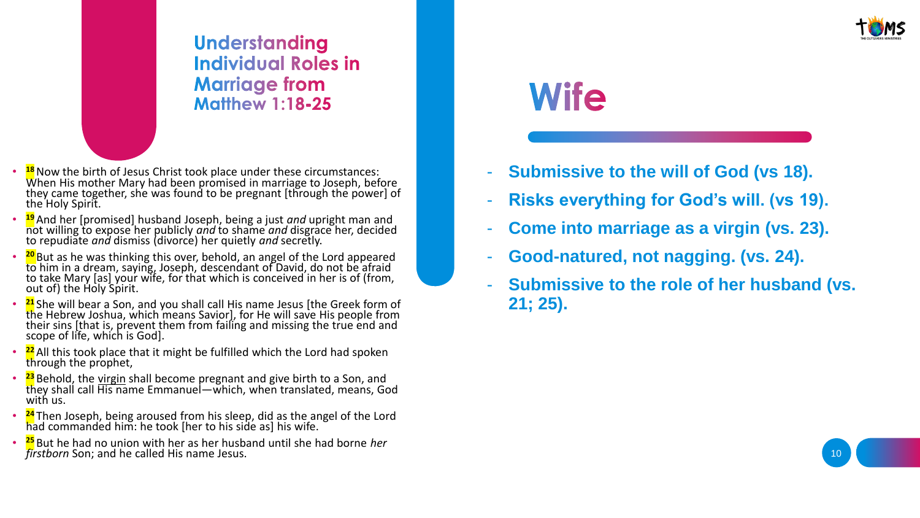## Understanding Individual Roles in Marriage from Matthew 1:18-25

- [18] Now the birth of Jesus Christ took place under these circumstances: When His mother Mary had been promised in marriage to Joseph, before they came together, she was found to be pregnant [through the power] of the Holy Spirit.
- [19] And her [promised] husband Joseph, being a just *and* upright man and not willing to expose her publicly *and* to shame *and* disgrace her, decided to repudiate *and* dismiss (divorce) her quietly *and* secretly.
- [20] But as he was thinking this over, behold, an angel of the Lord appeared to him in a dream, saying, Joseph, descendant of David, do not be afraid to take Mary [as] your wife, for that which is conceived in her is of (from, out of) the Holy Spirit.
- [21] She will bear a Son, and you shall call His name Jesus [the Greek form of the Hebrew Joshua, which means Savior], for He will save His people from their sins [that is, prevent them from failing and missing the true end and scope of life, which is God].
- [22] All this took place that it might be fulfilled which the Lord had spoken through the prophet,
- [23] Behold, the virgin shall become pregnant and give birth to a Son, and they shall call His name Emmanuel—which, when translated, means, God with us.
- [24] Then Joseph, being aroused from his sleep, did as the angel of the Lord had commanded him: he took [her to his side as] his wife.
- [25] But he had no union with her as her husband until she had borne *her firstborn* Son; and he called His name Jesus.

# Wife

- **Submissive to the will of God (vs 18).**
- **Risks everything for God's will. (vs 19).**
- **Come into marriage as a virgin (vs. 23).**
- **Good-natured, not nagging. (vs. 24).**
- **Submissive to the role of her husband (vs. 21; 25).**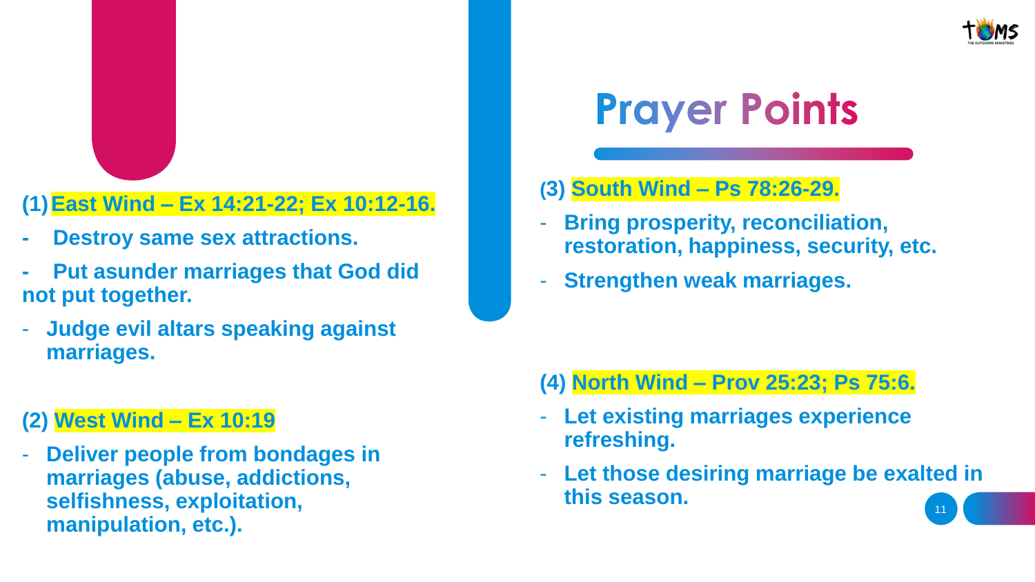# Prayer Points

**(1) East Wind – Ex 14:21-22; Ex 10:12-16.**

- **Destroy same sex attractions.**
- **Put asunder marriages that God did not put together.**
- **Judge evil altars speaking against marriages.**

**(2) West Wind – Ex 10:19**

- **Deliver people from bondages in marriages (abuse, addictions, selfishness, exploitation, manipulation, etc.).**

**(3) South Wind – Ps 78:26-29.**

- **Bring prosperity, reconciliation, restoration, happiness, security, etc.**
- **Strengthen weak marriages.**

**(4) North Wind – Prov 25:23; Ps 75:6.**

- **Let existing marriages experience refreshing.**
- **Let those desiring marriage be exalted in this season.**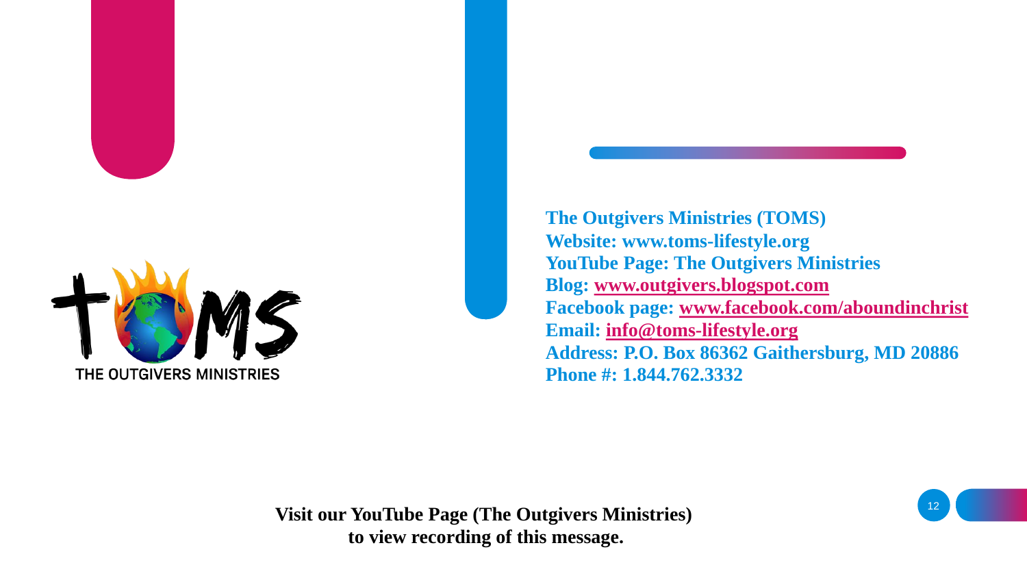THE OUTGIVERS MINISTRIES

**The Outgivers Ministries (TOMS)**
**Website: www.toms-lifestyle.org**
**YouTube Page: The Outgivers Ministries**
**Blog: www.outgivers.blogspot.com**
**Facebook page: www.facebook.com/aboundinchrist**
**Email: info@toms-lifestyle.org**
**Address: P.O. Box 86362 Gaithersburg, MD 20886**
**Phone #: 1.844.762.3332**

**Visit our YouTube Page (The Outgivers Ministries) to view recording of this message.**